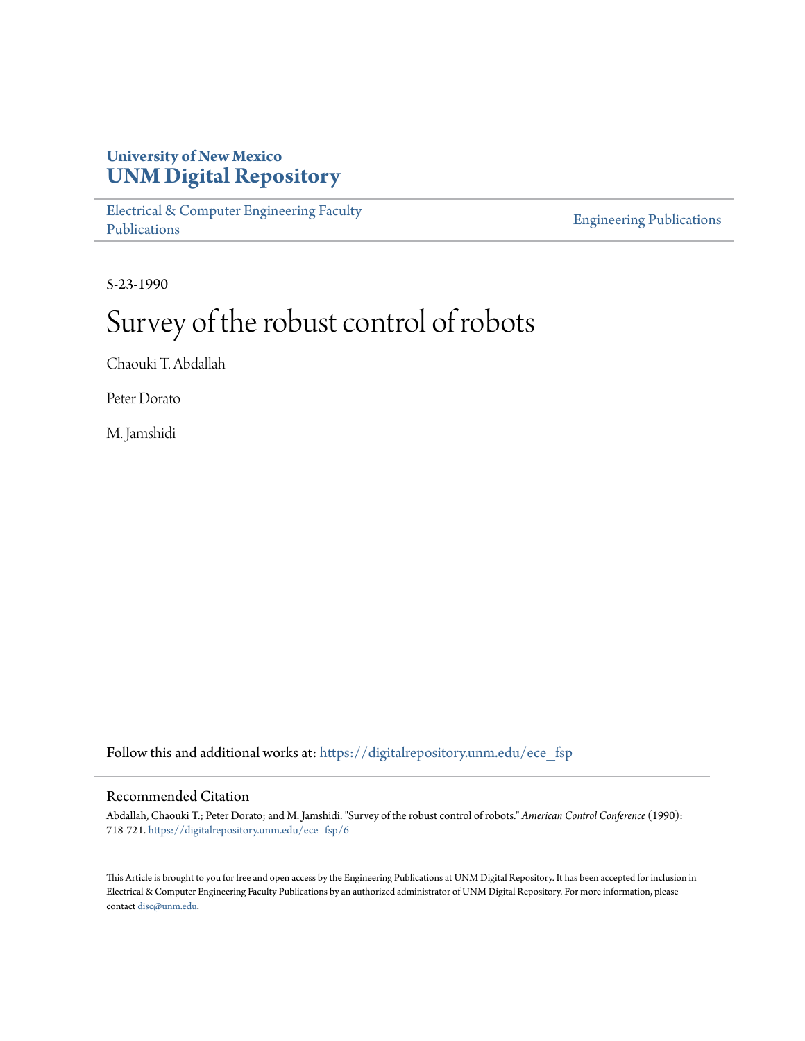University of New Mexico
# UNM Digital Repository

Electrical & Computer Engineering Faculty Publications

Engineering Publications

5-23-1990

# Survey of the robust control of robots

Chaouki T. Abdallah

Peter Dorato

M. Jamshidi

Follow this and additional works at: https://digitalrepository.unm.edu/ece_fsp

## Recommended Citation

Abdallah, Chaouki T.; Peter Dorato; and M. Jamshidi. "Survey of the robust control of robots." *American Control Conference* (1990): 718-721. https://digitalrepository.unm.edu/ece_fsp/6

This Article is brought to you for free and open access by the Engineering Publications at UNM Digital Repository. It has been accepted for inclusion in Electrical & Computer Engineering Faculty Publications by an authorized administrator of UNM Digital Repository. For more information, please contact disc@unm.edu.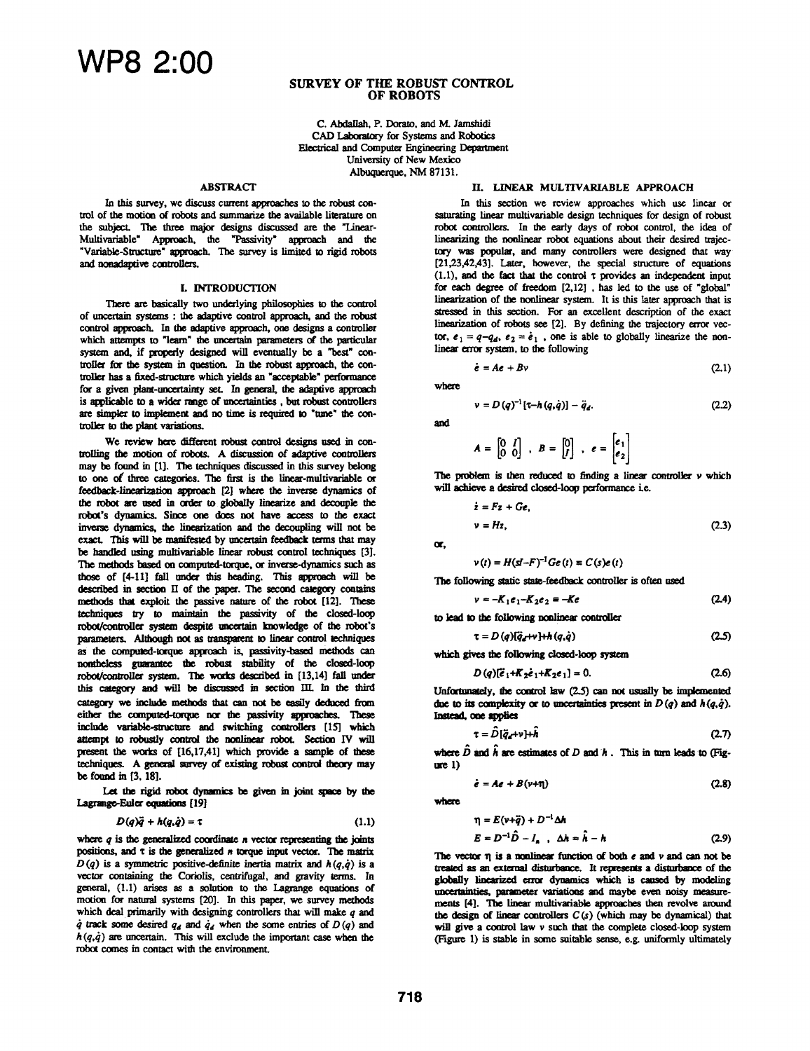# SURVEY OF THE ROBUST CONTROL OF ROBOTS

C. Abdallah, P. Dorato, and M. Jamshidi
CAD Laboratory for Systems and Robotics
Electrical and Computer Engineering Department
University of New Mexico
Albuquerque, NM 87131.

## ABSTRACT

In this survey, we discuss current approaches to the robust control of the motion of robots and summarize the available literature on the subject. The three major designs discussed are the "Linear-Multivariable" Approach, the "Passivity" approach and the "Variable-Structure" approach. The survey is limited to rigid robots and nonadaptive controllers.

## I. INTRODUCTION

There are basically two underlying philosophies to the control of uncertain systems : the adaptive control approach, and the robust control approach. In the adaptive approach, one designs a controller which attempts to "learn" the uncertain parameters of the particular system and, if properly designed will eventually be a "best" controller for the system in question. In the robust approach, the controller has a fixed-structure which yields an "acceptable" performance for a given plant-uncertainty set. In general, the adaptive approach is applicable to a wider range of uncertainties , but robust controllers are simpler to implement and no time is required to "tune" the controller to the plant variations.

We review here different robust control designs used in controlling the motion of robots. A discussion of adaptive controllers may be found in [1]. The techniques discussed in this survey belong to one of three categories. The first is the linear-multivariable or feedback-linearization approach [2] where the inverse dynamics of the robot are used in order to globally linearize and decouple the robot's dynamics. Since one does not have access to the exact inverse dynamics, the linearization and the decoupling will not be exact. This will be manifested by uncertain feedback terms that may be handled using multivariable linear robust control techniques [3]. The methods based on computed-torque, or inverse-dynamics such as those of [4-11] fall under this heading. This approach will be described in section II of the paper. The second category contains methods that exploit the passive nature of the robot [12]. These techniques try to maintain the passivity of the closed-loop robot/controller system despite uncertain knowledge of the robot's parameters. Although not as transparent to linear control techniques as the computed-torque approach is, passivity-based methods can nontheless guarantee the robust stability of the closed-loop robot/controller system. The works described in [13,14] fall under this category and will be discussed in section III. In the third category we include methods that can not be easily deduced from either the computed-torque nor the passivity approaches. These include variable-structure and switching controllers [15] which attempt to robustly control the nonlinear robot. Section IV will present the works of [16,17,41] which provide a sample of these techniques. A general survey of existing robust control theory may be found in [3, 18].

Let the rigid robot dynamics be given in joint space by the Lagrange-Euler equations [19]

$$D(q)\ddot{q} + h(q,\dot{q}) = \tau \tag{1.1}$$

where $q$ is the generalized coordinate $n$ vector representing the joints positions, and $\tau$ is the generalized $n$ torque input vector. The matrix $D(q)$ is a symmetric positive-definite inertia matrix and $h(q,\dot{q})$ is a vector containing the Coriolis, centrifugal, and gravity terms. In general, (1.1) arises as a solution to the Lagrange equations of motion for natural systems [20]. In this paper, we survey methods which deal primarily with designing controllers that will make $q$ and $\dot{q}$ track some desired $q_d$ and $\dot{q}_d$ when the some entries of $D(q)$ and $h(q,\dot{q})$ are uncertain. This will exclude the important case when the robot comes in contact with the environment.

## II. LINEAR MULTIVARIABLE APPROACH

In this section we review approaches which use linear or saturating linear multivariable design techniques for design of robust robot controllers. In the early days of robot control, the idea of linearizing the nonlinear robot equations about their desired trajectory was popular, and many controllers were designed that way [21,23,42,43]. Later, however, the special structure of equations (1.1), and the fact that the control $\tau$ provides an independent input for each degree of freedom [2,12] , has led to the use of "global" linearization of the nonlinear system. It is this later approach that is stressed in this section. For an excellent description of the exact linearization of robots see [2]. By defining the trajectory error vector, $e_1 = q - q_d$, $e_2 = \dot{e}_1$ , one is able to globally linearize the nonlinear error system, to the following

$$\dot{e} = Ae + Bv \tag{2.1}$$

where

$$v = D(q)^{-1}[\tau - h(q,\dot{q})] - \ddot{q}_d. \tag{2.2}$$

and

$$A = \begin{bmatrix} 0 & I \\ 0 & 0 \end{bmatrix} \ , \ B = \begin{bmatrix} 0 \\ I \end{bmatrix} \ , \ e = \begin{bmatrix} e_1 \\ e_2 \end{bmatrix}$$

The problem is then reduced to finding a linear controller $v$ which will achieve a desired closed-loop performance i.e.

$$\dot{z} = Fz + Ge,$$
$$v = Hz, \tag{2.3}$$

or,

$$v(t) = H(sI-F)^{-1}Ge(t) \equiv C(s)e(t)$$

The following static state-feedback controller is often used

$$v = -K_1e_1 - K_2e_2 \equiv -Ke \tag{2.4}$$

to lead to the following nonlinear controller

$$\tau = D(q)[\ddot{q}_d + v] + h(q,\dot{q}) \tag{2.5}$$

which gives the following closed-loop system

$$D(q)[\ddot{e}_1 + K_2\dot{e}_1 + K_2e_1] = 0. \tag{2.6}$$

Unfortunately, the control law (2.5) can not usually be implemented due to its complexity or to uncertainties present in $D(q)$ and $h(q,\dot{q})$. Instead, one applies

$$\tau = \hat{D}[\ddot{q}_d + v] + \hat{h} \tag{2.7}$$

where $\hat{D}$ and $\hat{h}$ are estimates of $D$ and $h$ . This in turn leads to (Figure 1)

$$\dot{e} = Ae + B(v + \eta) \tag{2.8}$$

where

$$\eta = E(v + \ddot{q}) + D^{-1}\Delta h$$
$$E = D^{-1}\hat{D} - I_n \ , \ \Delta h = \hat{h} - h \tag{2.9}$$

The vector $\eta$ is a nonlinear function of both $e$ and $v$ and can not be treated as an external disturbance. It represents a disturbance of the globally linearized error dynamics which is caused by modeling uncertainties, parameter variations and maybe even noisy measurements [4]. The linear multivariable approaches then revolve around the design of linear controllers $C(s)$ (which may be dynamical) that will give a control law $v$ such that the complete closed-loop system (Figure 1) is stable in some suitable sense, e.g. uniformly ultimately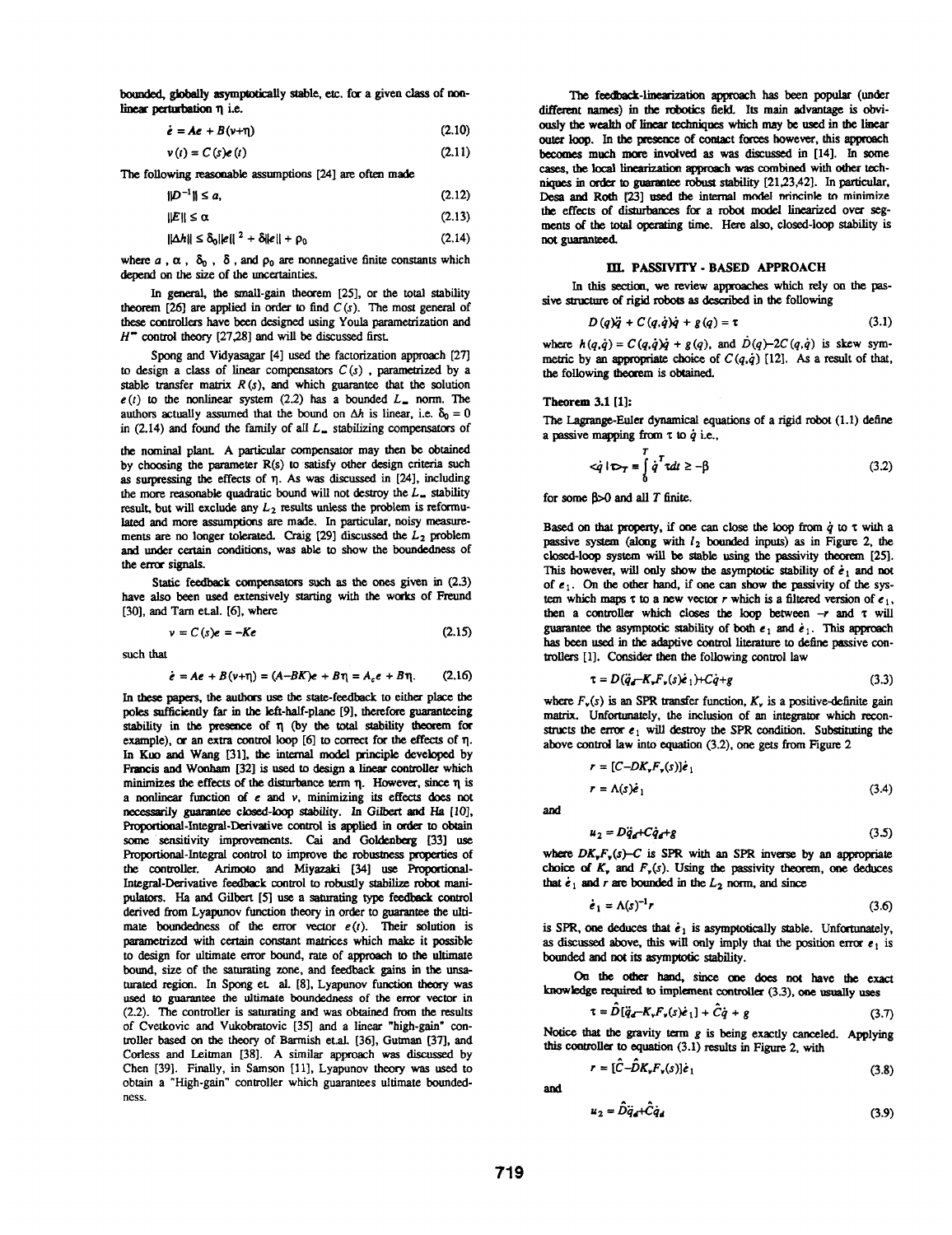bounded, globally asymptotically stable, etc. for a given class of nonlinear perturbation $\eta$ i.e.

$$\dot{e} = Ae + B(v+\eta) \tag{2.10}$$

$$v(t) = C(s)e(t) \tag{2.11}$$

The following reasonable assumptions [24] are often made

$$\|D^{-1}\| \leq a, \tag{2.12}$$

$$\|E\| \leq \alpha \tag{2.13}$$

$$\|\Delta h\| \leq \delta_0 \|e\|^2 + \delta\|e\| + \rho_0 \tag{2.14}$$

where $a$, $\alpha$, $\delta_0$, $\delta$, and $\rho_0$ are nonnegative finite constants which depend on the size of the uncertainties.

In general, the small-gain theorem [25], or the total stability theorem [26] are applied in order to find $C(s)$. The most general of these controllers have been designed using Youla parametrization and $H^\infty$ control theory [27,28] and will be discussed first.

Spong and Vidyasagar [4] used the factorization approach [27] to design a class of linear compensators $C(s)$, parametrized by a stable transfer matrix $R(s)$, and which guarantee that the solution $e(t)$ to the nonlinear system (2.2) has a bounded $L_\infty$ norm. The authors actually assumed that the bound on $\Delta h$ is linear, i.e. $\delta_0 = 0$ in (2.14) and found the family of all $L_\infty$ stabilizing compensators of the nominal plant. A particular compensator may then be obtained by choosing the parameter R(s) to satisfy other design criteria such as surpressing the effects of $\eta$. As was discussed in [24], including the more reasonable quadratic bound will not destroy the $L_\infty$ stability result, but will exclude any $L_2$ results unless the problem is reformulated and more assumptions are made. In particular, noisy measurements are no longer tolerated. Craig [29] discussed the $L_2$ problem and under certain conditions, was able to show the boundedness of the error signals.

Static feedback compensators such as the ones given in (2.3) have also been used extensively starting with the works of Freund [30], and Tarn et.al. [6], where

$$v = C(s)e = -Ke \tag{2.15}$$

such that

$$\dot{e} = Ae + B(v+\eta) = (A-BK)e + B\eta = A_c e + B\eta. \tag{2.16}$$

In these papers, the authors use the state-feedback to either place the poles sufficiently far in the left-half-plane [9], therefore guaranteeing stability in the presence of $\eta$ (by the total stability theorem for example), or an extra control loop [6] to correct for the effects of $\eta$. In Kuo and Wang [31], the internal model principle developed by Francis and Wonham [32] is used to design a linear controller which minimizes the effects of the disturbance term $\eta$. However, since $\eta$ is a nonlinear function of $e$ and $v$, minimizing its effects does not necessarily guarantee closed-loop stability. In Gilbert and Ha [10], Proportional-Integral-Derivative control is applied in order to obtain some sensitivity improvements. Cai and Goldenberg [33] use Proportional-Integral control to improve the robustness properties of the controller. Arimoto and Miyazaki [34] use Proportional-Integral-Derivative feedback control to robustly stabilize robot manipulators. Ha and Gilbert [5] use a saturating type feedback control derived from Lyapunov function theory in order to guarantee the ultimate boundedness of the error vector $e(t)$. Their solution is parametrized with certain constant matrices which make it possible to design for ultimate error bound, rate of approach to the ultimate bound, size of the saturating zone, and feedback gains in the unsaturated region. In Spong et. al. [8], Lyapunov function theory was used to guarantee the ultimate boundedness of the error vector in (2.2). The controller is saturating and was obtained from the results of Cvetkovic and Vukobratovic [35] and a linear "high-gain" controller based on the theory of Barmish et.al. [36], Gutman [37], and Corless and Leitman [38]. A similar approach was discussed by Chen [39]. Finally, in Samson [11], Lyapunov theory was used to obtain a "High-gain" controller which guarantees ultimate boundedness.

The feedback-linearization approach has been popular (under different names) in the robotics field. Its main advantage is obviously the wealth of linear techniques which may be used in the linear outer loop. In the presence of contact forces however, this approach becomes much more involved as was discussed in [14]. In some cases, the local linearization approach was combined with other techniques in order to guarantee robust stability [21,23,42]. In particular, Desa and Roth [23] used the internal model principle to minimize the effects of disturbances for a robot model linearized over segments of the total operating time. Here also, closed-loop stability is not guaranteed.

## III. PASSIVITY - BASED APPROACH

In this section, we review approaches which rely on the passive structure of rigid robots as described in the following

$$D(q)\ddot{q} + C(q,\dot{q})\dot{q} + g(q) = \tau \tag{3.1}$$

where $h(q,\dot{q}) = C(q,\dot{q})\dot{q} + g(q)$, and $\dot{D}(q) - 2C(q,\dot{q})$ is skew symmetric by an appropriate choice of $C(q,\dot{q})$ [12]. As a result of that, the following theorem is obtained.

**Theorem 3.1 [1]:**

The Lagrange-Euler dynamical equations of a rigid robot (1.1) define a passive mapping from $\tau$ to $\dot{q}$ i.e.,

$$\langle \dot{q} \,|\, \tau \rangle_T = \int_0^T \dot{q}^T \tau dt \geq -\beta \tag{3.2}$$

for some $\beta > 0$ and all $T$ finite.

Based on that property, if one can close the loop from $\dot{q}$ to $\tau$ with a passive system (along with $l_2$ bounded inputs) as in Figure 2, the closed-loop system will be stable using the passivity theorem [25]. This however, will only show the asymptotic stability of $\dot{e}_1$ and not of $e_1$. On the other hand, if one can show the passivity of the system which maps $\tau$ to a new vector $r$ which is a filtered version of $e_1$, then a controller which closes the loop between $-r$ and $\tau$ will guarantee the asymptotic stability of both $e_1$ and $\dot{e}_1$. This approach has been used in the adaptive control literature to define passive controllers [1]. Consider then the following control law

$$\tau = D(\ddot{q}_d - K_v F_v(s)\dot{e}_1) + C\dot{q} + g \tag{3.3}$$

where $F_v(s)$ is an SPR transfer function, $K_v$ is a positive-definite gain matrix. Unfortunately, the inclusion of an integrator which reconstructs the error $e_1$ will destroy the SPR condition. Substituting the above control law into equation (3.2), one gets from Figure 2

$$r = [C - DK_v F_v(s)]\dot{e}_1$$

$$r = \Lambda(s)\dot{e}_1 \tag{3.4}$$

and

$$u_2 = D\ddot{q}_d + C\dot{q}_d + g \tag{3.5}$$

where $DK_v F_v(s) - C$ is SPR with an SPR inverse by an appropriate choice of $K_v$ and $F_v(s)$. Using the passivity theorem, one deduces that $\dot{e}_1$ and $r$ are bounded in the $L_2$ norm, and since

$$\dot{e}_1 = \Lambda(s)^{-1} r \tag{3.6}$$

is SPR, one deduces that $\dot{e}_1$ is asymptotically stable. Unfortunately, as discussed above, this will only imply that the position error $e_1$ is bounded and not its asymptotic stability.

On the other hand, since one does not have the exact knowledge required to implement controller (3.3), one usually uses

$$\tau = \hat{D}[\ddot{q}_d - K_v F_v(s)\dot{e}_1] + \hat{C}\dot{q} + g \tag{3.7}$$

Notice that the gravity term $g$ is being exactly canceled. Applying this controller to equation (3.1) results in Figure 2, with

$$r = [\hat{C} - \hat{D}K_v F_v(s)]\dot{e}_1 \tag{3.8}$$

and

$$u_2 = \hat{D}\ddot{q}_d + \hat{C}\dot{q}_d \tag{3.9}$$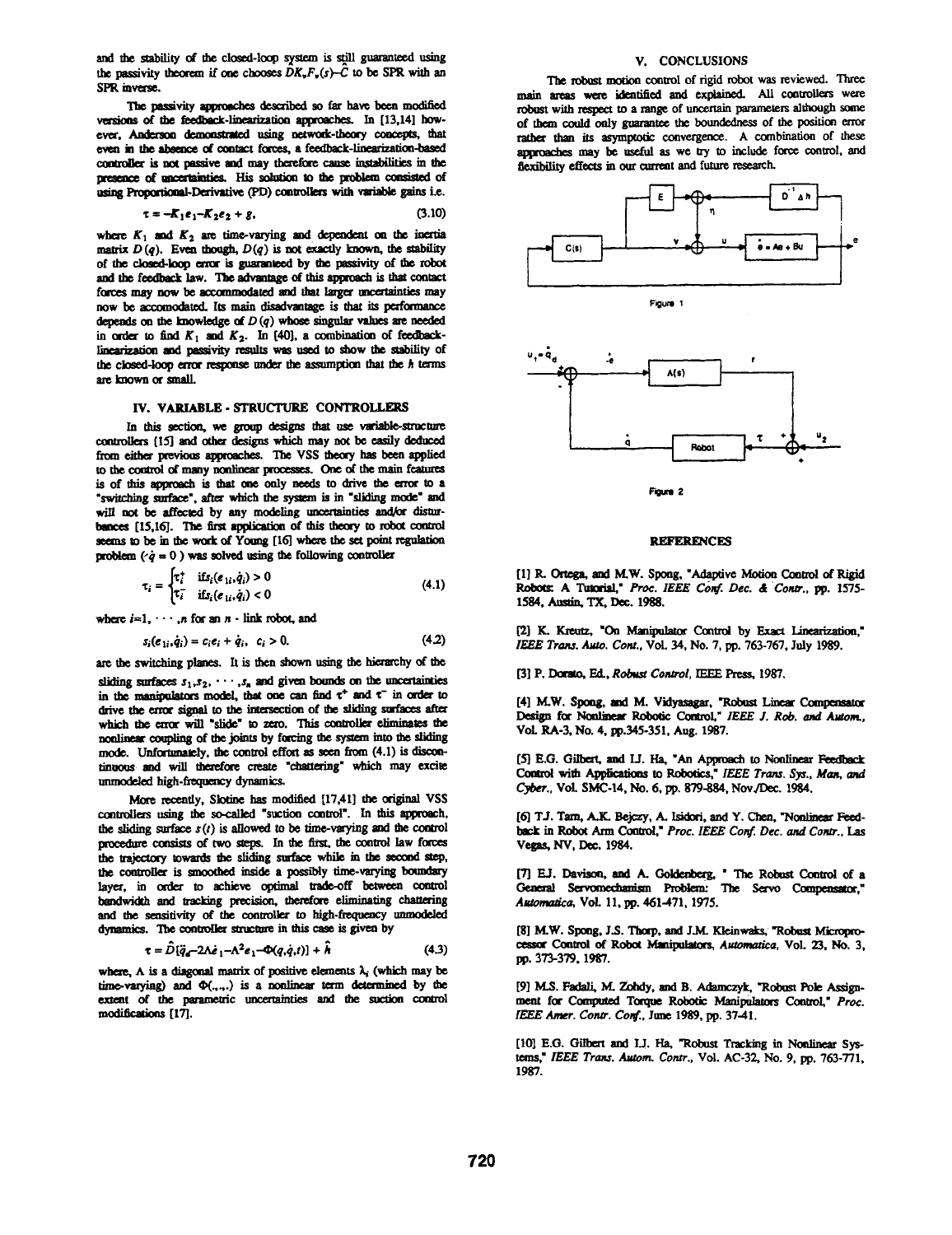and the stability of the closed-loop system is still guaranteed using the passivity theorem if one chooses $DK_vF_v(s)-\hat{C}$ to be SPR with an SPR inverse.

The passivity approaches described so far have been modified versions of the feedback-linearization approaches. In [13,14] however, Anderson demonstrated using network-theory concepts, that even in the absence of contact forces, a feedback-linearization-based controller is not passive and may therefore cause instabilities in the presence of uncertainties. His solution to the problem consisted of using Proportional-Derivative (PD) controllers with variable gains i.e.

$$\tau = -K_1e_1 - K_2e_2 + g, \tag{3.10}$$

where $K_1$ and $K_2$ are time-varying and dependent on the inertia matrix $D(q)$. Even though, $D(q)$ is not exactly known, the stability of the closed-loop error is guaranteed by the passivity of the robot and the feedback law. The advantage of this approach is that contact forces may now be accommodated and that larger uncertainties may now be accomodated. Its main disadvantage is that its performance depends on the knowledge of $D(q)$ whose singular values are needed in order to find $K_1$ and $K_2$. In [40], a combination of feedback-linearization and passivity results was used to show the stability of the closed-loop error response under the assumption that the $h$ terms are known or small.

## IV. VARIABLE - STRUCTURE CONTROLLERS

In this section, we group designs that use variable-structure controllers [15] and other designs which may not be easily deduced from either previous approaches. The VSS theory has been applied to the control of many nonlinear processes. One of the main features is of this approach is that one only needs to drive the error to a "switching surface", after which the system is in "sliding mode" and will not be affected by any modeling uncertainties and/or disturbances [15,16]. The first application of this theory to robot control seems to be in the work of Young [16] where the set point regulation problem ($\dot{q}_d = 0$) was solved using the following controller

$$\tau_i = \begin{cases} \tau_i^+ & \text{if } s_i(e_{1i}, \dot{q}_i) > 0 \\ \tau_i^- & \text{if } s_i(e_{1i}, \dot{q}_i) < 0 \end{cases} \tag{4.1}$$

where $i=1, \cdots, n$ for an $n$ - link robot, and

$$s_i(e_{1i}, \dot{q}_i) = c_ie_i + \dot{q}_i, \quad c_i > 0. \tag{4.2}$$

are the switching planes. It is then shown using the hierarchy of the sliding surfaces $s_1, s_2, \cdots, s_n$ and given bounds on the uncertainties in the manipulators model, that one can find $\tau^+$ and $\tau^-$ in order to drive the error signal to the intersection of the sliding surfaces after which the error will "slide" to zero. This controller eliminates the nonlinear coupling of the joints by forcing the system into the sliding mode. Unfortunately, the control effort as seen from (4.1) is discontinuous and will therefore create "chattering" which may excite unmodeled high-frequency dynamics.

More recently, Slotine has modified [17,41] the original VSS controllers using the so-called "suction control". In this approach, the sliding surface $s(t)$ is allowed to be time-varying and the control procedure consists of two steps. In the first, the control law forces the trajectory towards the sliding surface while in the second step, the controller is smoothed inside a possibly time-varying boundary layer, in order to achieve optimal trade-off between control bandwidth and tracking precision, therefore eliminating chattering and the sensitivity of the controller to high-frequency unmodeled dynamics. The controller structure in this case is given by

$$\tau = \hat{D}[\ddot{q}_d - 2\Lambda\dot{e}_1 - \Lambda^2e_1 - \Phi(q, \dot{q}, t)] + \hat{h} \tag{4.3}$$

where, $\Lambda$ is a diagonal matrix of positive elements $\lambda_i$ (which may be time-varying) and $\Phi(.,.,.)$ is a nonlinear term determined by the extent of the parametric uncertainties and the suction control modifications [17].

## V. CONCLUSIONS

The robust motion control of rigid robot was reviewed. Three main areas were identified and explained. All controllers were robust with respect to a range of uncertain parameters although some of them could only guarantee the boundedness of the position error rather than its asymptotic convergence. A combination of these approaches may be useful as we try to include force control, and flexibility effects in our current and future research.

Figure 1

Figure 2

## REFERENCES

[1] R. Ortega, and M.W. Spong, "Adaptive Motion Control of Rigid Robots: A Tutorial," *Proc. IEEE Conf. Dec. & Contr.*, pp. 1575-1584, Austin, TX, Dec. 1988.

[2] K. Kreutz, "On Manipulator Control by Exact Linearization," *IEEE Trans. Auto. Cont.*, Vol. 34, No. 7, pp. 763-767, July 1989.

[3] P. Dorato, Ed., *Robust Control*, IEEE Press, 1987.

[4] M.W. Spong, and M. Vidyasagar, "Robust Linear Compensator Design for Nonlinear Robotic Control," *IEEE J. Rob. and Autom.*, Vol. RA-3, No. 4, pp.345-351, Aug. 1987.

[5] E.G. Gilbert, and I.J. Ha, "An Approach to Nonlinear Feedback Control with Applications to Robotics," *IEEE Trans. Sys., Man, and Cyber.*, Vol. SMC-14, No. 6, pp. 879-884, Nov./Dec. 1984.

[6] T.J. Tarn, A.K. Bejczy, A. Isidori, and Y. Chen, "Nonlinear Feedback in Robot Arm Control," *Proc. IEEE Conf. Dec. and Contr.*, Las Vegas, NV, Dec. 1984.

[7] E.J. Davison, and A. Goldenberg, " The Robust Control of a General Servomechanism Problem: The Servo Compensator," *Automatica*, Vol. 11, pp. 461-471, 1975.

[8] M.W. Spong, J.S. Thorp, and J.M. Kleinwaks, "Robust Microprocessor Control of Robot Manipulators, *Automatica*, Vol. 23, No. 3, pp. 373-379, 1987.

[9] M.S. Fadali, M. Zohdy, and B. Adamczyk, "Robust Pole Assignment for Computed Torque Robotic Manipulators Control," *Proc. IEEE Amer. Contr. Conf.*, June 1989, pp. 37-41.

[10] E.G. Gilbert and I.J. Ha, "Robust Tracking in Nonlinear Systems," *IEEE Trans. Autom. Contr.*, Vol. AC-32, No. 9, pp. 763-771, 1987.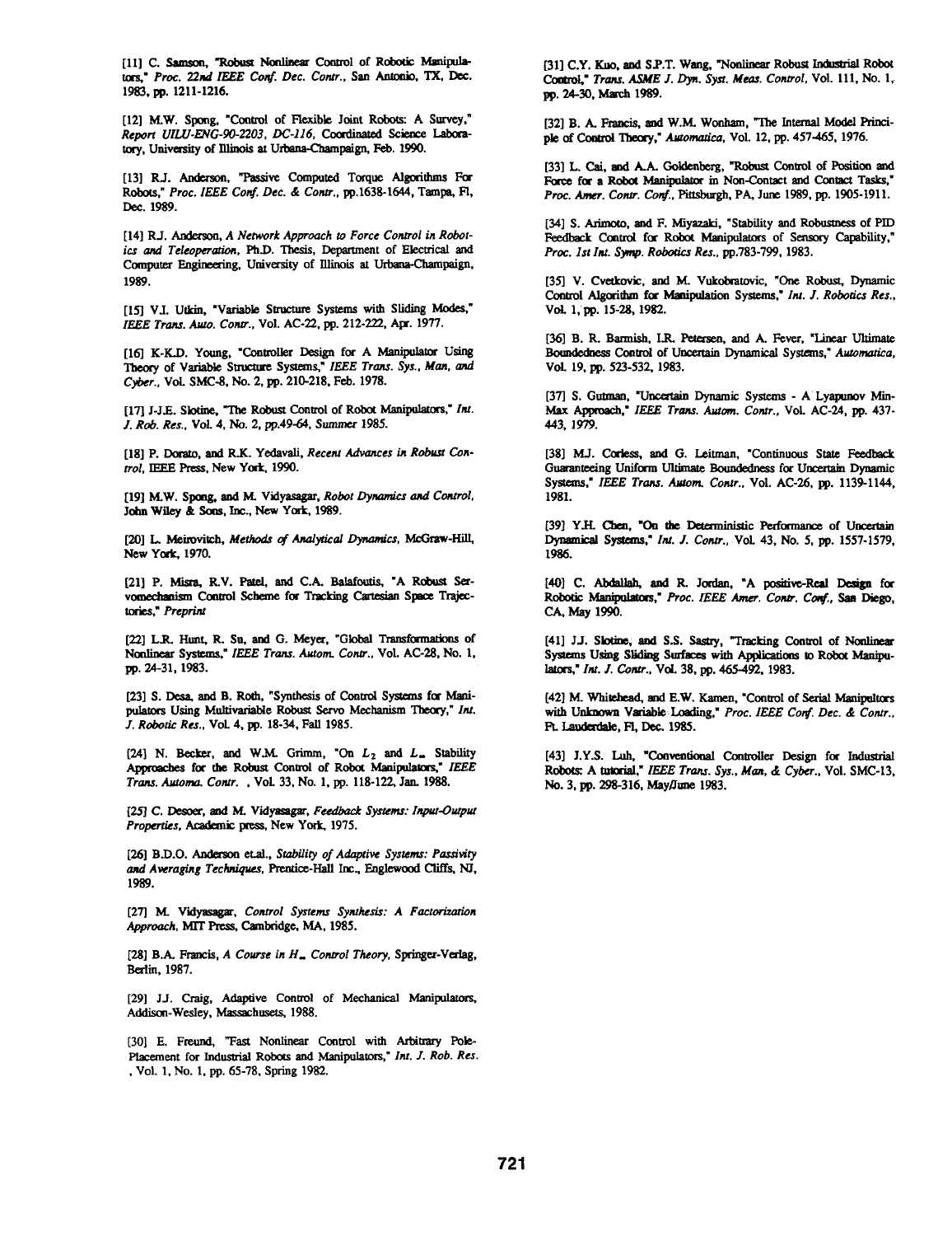[11] C. Samson, "Robust Nonlinear Control of Robotic Manipulators," *Proc. 22nd IEEE Conf. Dec. Contr.*, San Antonio, TX, Dec. 1983, pp. 1211-1216.

[12] M.W. Spong, "Control of Flexible Joint Robots: A Survey," *Report UILU-ENG-90-2203, DC-116*, Coordinated Science Laboratory, University of Illinois at Urbana-Champaign, Feb. 1990.

[13] R.J. Anderson, "Passive Computed Torque Algorithms For Robots," *Proc. IEEE Conf. Dec. & Contr.*, pp.1638-1644, Tampa, Fl, Dec. 1989.

[14] R.J. Anderson, *A Network Approach to Force Control in Robotics and Teleoperation*, Ph.D. Thesis, Department of Electrical and Computer Engineering, University of Illinois at Urbana-Champaign, 1989.

[15] V.I. Utkin, "Variable Structure Systems with Sliding Modes," *IEEE Trans. Auto. Contr.*, Vol. AC-22, pp. 212-222, Apr. 1977.

[16] K-K.D. Young, "Controller Design for A Manipulator Using Theory of Variable Structure Systems," *IEEE Trans. Sys., Man, and Cyber.*, Vol. SMC-8, No. 2, pp. 210-218, Feb. 1978.

[17] J-J.E. Slotine, "The Robust Control of Robot Manipulators," *Int. J. Rob. Res.*, Vol. 4, No. 2, pp.49-64, Summer 1985.

[18] P. Dorato, and R.K. Yedavali, *Recent Advances in Robust Control*, IEEE Press, New York, 1990.

[19] M.W. Spong, and M. Vidyasagar, *Robot Dynamics and Control*, John Wiley & Sons, Inc., New York, 1989.

[20] L. Meirovitch, *Methods of Analytical Dynamics*, McGraw-Hill, New York, 1970.

[21] P. Misra, R.V. Patel, and C.A. Balafoutis, "A Robust Servomechanism Control Scheme for Tracking Cartesian Space Trajectories," *Preprint*

[22] L.R. Hunt, R. Su, and G. Meyer, "Global Transformations of Nonlinear Systems," *IEEE Trans. Autom. Contr.*, Vol. AC-28, No. 1, pp. 24-31, 1983.

[23] S. Desa, and B. Roth, "Synthesis of Control Systems for Manipulators Using Multivariable Robust Servo Mechanism Theory," *Int. J. Robotic Res.*, Vol. 4, pp. 18-34, Fall 1985.

[24] N. Becker, and W.M. Grimm, "On $L_2$ and $L_\infty$ Stability Approaches for the Robust Control of Robot Manipulators," *IEEE Trans. Automa. Contr.*, Vol. 33, No. 1, pp. 118-122, Jan. 1988.

[25] C. Desoer, and M. Vidyasagar, *Feedback Systems: Input-Output Properties*, Academic press, New York, 1975.

[26] B.D.O. Anderson et.al., *Stability of Adaptive Systems: Passivity and Averaging Techniques*, Prentice-Hall Inc., Englewood Cliffs, NJ, 1989.

[27] M. Vidyasagar, *Control Systems Synthesis: A Factorization Approach*, MIT Press, Cambridge, MA, 1985.

[28] B.A. Francis, *A Course in $H_\infty$ Control Theory*, Springer-Verlag, Berlin, 1987.

[29] J.J. Craig, Adaptive Control of Mechanical Manipulators, Addison-Wesley, Massachusets, 1988.

[30] E. Freund, "Fast Nonlinear Control with Arbitrary Pole-Placement for Industrial Robots and Manipulators," *Int. J. Rob. Res.*, Vol. 1, No. 1, pp. 65-78, Spring 1982.

[31] C.Y. Kuo, and S.P.T. Wang, "Nonlinear Robust Industrial Robot Control," *Trans. ASME J. Dyn. Syst. Meas. Control*, Vol. 111, No. 1, pp. 24-30, March 1989.

[32] B. A. Francis, and W.M. Wonham, "The Internal Model Principle of Control Theory," *Automatica*, Vol. 12, pp. 457-465, 1976.

[33] L. Cai, and A.A. Goldenberg, "Robust Control of Position and Force for a Robot Manipulator in Non-Contact and Contact Tasks," *Proc. Amer. Contr. Conf.*, Pittsburgh, PA, June 1989, pp. 1905-1911.

[34] S. Arimoto, and F. Miyazaki, "Stability and Robustness of PID Feedback Control for Robot Manipulators of Sensory Capability," *Proc. 1st Int. Symp. Robotics Res.*, pp.783-799, 1983.

[35] V. Cvetkovic, and M. Vukobratovic, "One Robust, Dynamic Control Algorithm for Manipulation Systems," *Int. J. Robotics Res.*, Vol. 1, pp. 15-28, 1982.

[36] B. R. Barmish, I.R. Petersen, and A. Fever, "Linear Ultimate Boundedness Control of Uncertain Dynamical Systems," *Automatica*, Vol. 19, pp. 523-532, 1983.

[37] S. Gutman, "Uncertain Dynamic Systems - A Lyapunov Min-Max Approach," *IEEE Trans. Autom. Contr.*, Vol. AC-24, pp. 437-443, 1979.

[38] M.J. Corless, and G. Leitman, "Continuous State Feedback Guaranteeing Uniform Ultimate Boundedness for Uncertain Dynamic Systems," *IEEE Trans. Autom. Contr.*, Vol. AC-26, pp. 1139-1144, 1981.

[39] Y.H. Chen, "On the Deterministic Performance of Uncertain Dynamical Systems," *Int. J. Contr.*, Vol. 43, No. 5, pp. 1557-1579, 1986.

[40] C. Abdallah, and R. Jordan, "A positive-Real Design for Robotic Manipulators," *Proc. IEEE Amer. Contr. Conf.*, San Diego, CA, May 1990.

[41] J.J. Slotine, and S.S. Sastry, "Tracking Control of Nonlinear Systems Using Sliding Surfaces with Applications to Robot Manipulators," *Int. J. Contr.*, Vol. 38, pp. 465-492, 1983.

[42] M. Whitehead, and E.W. Kamen, "Control of Serial Manipultors with Unknown Variable Loading," *Proc. IEEE Conf. Dec. & Contr.*, Ft. Lauderdale, Fl, Dec. 1985.

[43] J.Y.S. Luh, "Conventional Controller Design for Industrial Robots: A tutorial," *IEEE Trans. Sys., Man, & Cyber.*, Vol. SMC-13, No. 3, pp. 298-316, May/June 1983.